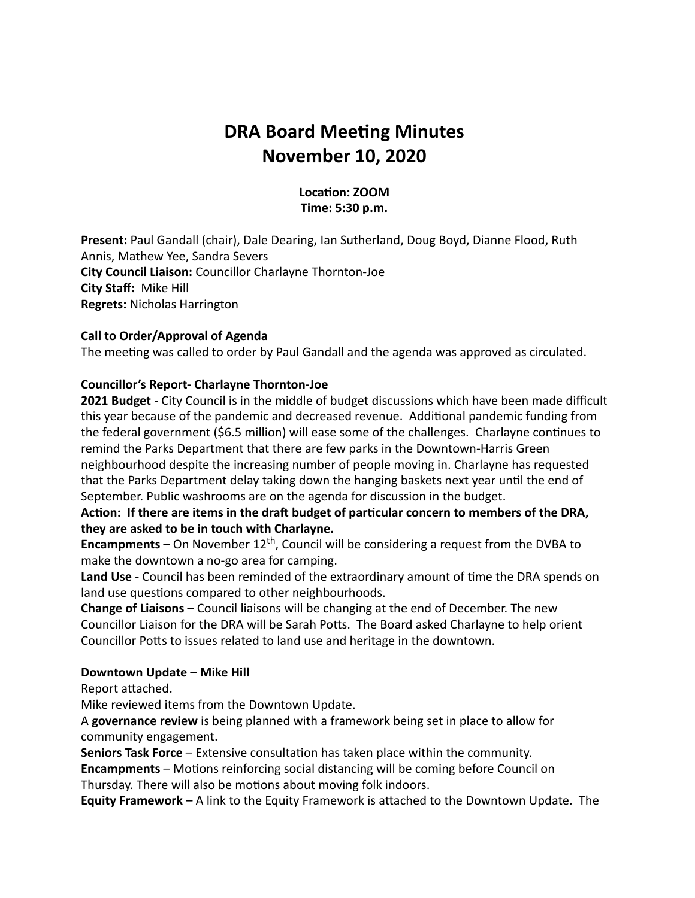# DRA Board Meeting Minutes
# November 10, 2020

**Location: ZOOM**
**Time: 5:30 p.m.**

**Present:** Paul Gandall (chair), Dale Dearing, Ian Sutherland, Doug Boyd, Dianne Flood, Ruth Annis, Mathew Yee, Sandra Severs
**City Council Liaison:** Councillor Charlayne Thornton-Joe
**City Staff:** Mike Hill
**Regrets:** Nicholas Harrington

**Call to Order/Approval of Agenda**
The meeting was called to order by Paul Gandall and the agenda was approved as circulated.

**Councillor's Report- Charlayne Thornton-Joe**
**2021 Budget** - City Council is in the middle of budget discussions which have been made difficult this year because of the pandemic and decreased revenue. Additional pandemic funding from the federal government ($6.5 million) will ease some of the challenges. Charlayne continues to remind the Parks Department that there are few parks in the Downtown-Harris Green neighbourhood despite the increasing number of people moving in. Charlayne has requested that the Parks Department delay taking down the hanging baskets next year until the end of September. Public washrooms are on the agenda for discussion in the budget.
**Action: If there are items in the draft budget of particular concern to members of the DRA, they are asked to be in touch with Charlayne.**
**Encampments** – On November 12th, Council will be considering a request from the DVBA to make the downtown a no-go area for camping.
**Land Use** - Council has been reminded of the extraordinary amount of time the DRA spends on land use questions compared to other neighbourhoods.
**Change of Liaisons** – Council liaisons will be changing at the end of December. The new Councillor Liaison for the DRA will be Sarah Potts. The Board asked Charlayne to help orient Councillor Potts to issues related to land use and heritage in the downtown.

**Downtown Update – Mike Hill**
Report attached.
Mike reviewed items from the Downtown Update.
A **governance review** is being planned with a framework being set in place to allow for community engagement.
**Seniors Task Force** – Extensive consultation has taken place within the community.
**Encampments** – Motions reinforcing social distancing will be coming before Council on Thursday. There will also be motions about moving folk indoors.
**Equity Framework** – A link to the Equity Framework is attached to the Downtown Update. The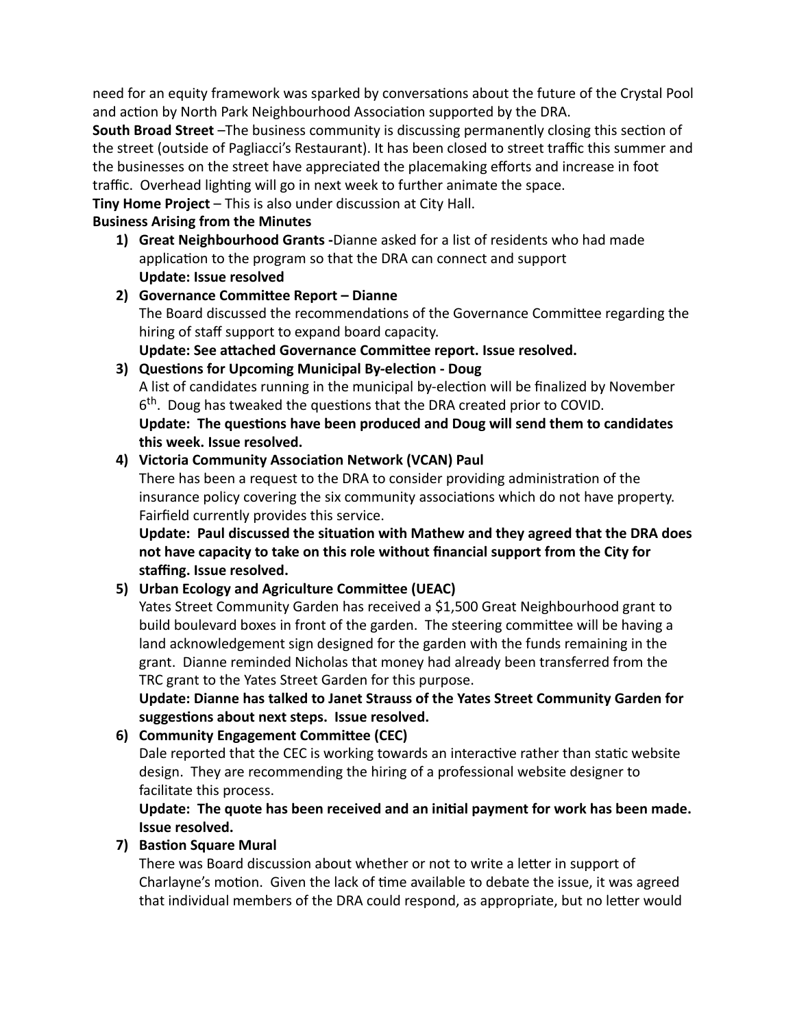need for an equity framework was sparked by conversations about the future of the Crystal Pool and action by North Park Neighbourhood Association supported by the DRA.

**South Broad Street** –The business community is discussing permanently closing this section of the street (outside of Pagliacci's Restaurant). It has been closed to street traffic this summer and the businesses on the street have appreciated the placemaking efforts and increase in foot traffic. Overhead lighting will go in next week to further animate the space.

**Tiny Home Project** – This is also under discussion at City Hall.

**Business Arising from the Minutes**

1) **Great Neighbourhood Grants -**Dianne asked for a list of residents who had made application to the program so that the DRA can connect and support
   **Update: Issue resolved**

2) **Governance Committee Report – Dianne**
   The Board discussed the recommendations of the Governance Committee regarding the hiring of staff support to expand board capacity.
   **Update: See attached Governance Committee report. Issue resolved.**

3) **Questions for Upcoming Municipal By-election - Doug**
   A list of candidates running in the municipal by-election will be finalized by November 6th. Doug has tweaked the questions that the DRA created prior to COVID.
   **Update: The questions have been produced and Doug will send them to candidates this week. Issue resolved.**

4) **Victoria Community Association Network (VCAN) Paul**
   There has been a request to the DRA to consider providing administration of the insurance policy covering the six community associations which do not have property. Fairfield currently provides this service.
   **Update: Paul discussed the situation with Mathew and they agreed that the DRA does not have capacity to take on this role without financial support from the City for staffing. Issue resolved.**

5) **Urban Ecology and Agriculture Committee (UEAC)**
   Yates Street Community Garden has received a $1,500 Great Neighbourhood grant to build boulevard boxes in front of the garden. The steering committee will be having a land acknowledgement sign designed for the garden with the funds remaining in the grant. Dianne reminded Nicholas that money had already been transferred from the TRC grant to the Yates Street Garden for this purpose.
   **Update: Dianne has talked to Janet Strauss of the Yates Street Community Garden for suggestions about next steps. Issue resolved.**

6) **Community Engagement Committee (CEC)**
   Dale reported that the CEC is working towards an interactive rather than static website design. They are recommending the hiring of a professional website designer to facilitate this process.
   **Update: The quote has been received and an initial payment for work has been made. Issue resolved.**

7) **Bastion Square Mural**
   There was Board discussion about whether or not to write a letter in support of Charlayne's motion. Given the lack of time available to debate the issue, it was agreed that individual members of the DRA could respond, as appropriate, but no letter would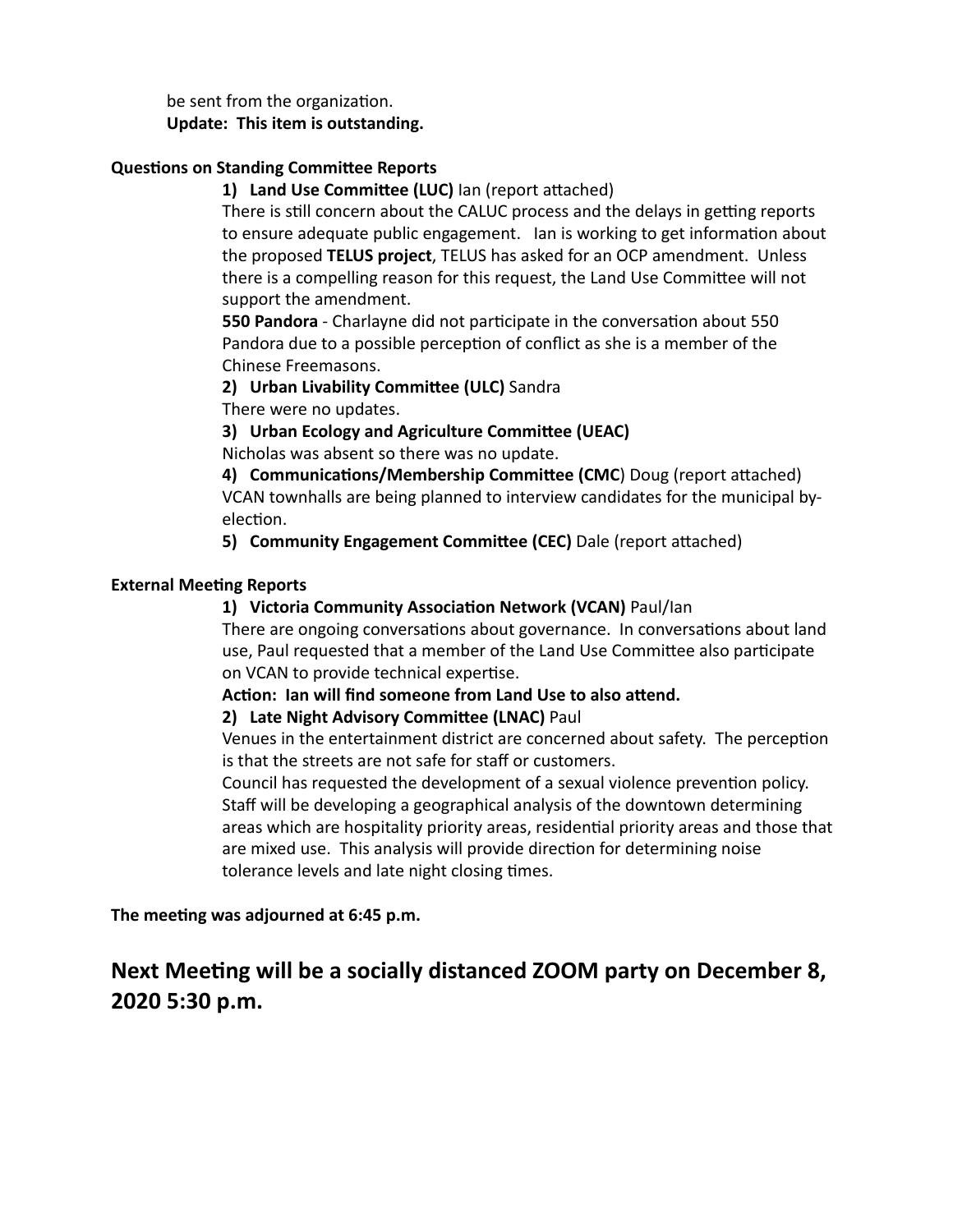be sent from the organization.
**Update: This item is outstanding.**

**Questions on Standing Committee Reports**

**1) Land Use Committee (LUC)** Ian (report attached)
There is still concern about the CALUC process and the delays in getting reports to ensure adequate public engagement. Ian is working to get information about the proposed **TELUS project**, TELUS has asked for an OCP amendment. Unless there is a compelling reason for this request, the Land Use Committee will not support the amendment.
**550 Pandora** - Charlayne did not participate in the conversation about 550 Pandora due to a possible perception of conflict as she is a member of the Chinese Freemasons.

**2) Urban Livability Committee (ULC)** Sandra
There were no updates.

**3) Urban Ecology and Agriculture Committee (UEAC)**
Nicholas was absent so there was no update.

**4) Communications/Membership Committee (CMC**) Doug (report attached)
VCAN townhalls are being planned to interview candidates for the municipal by-election.

**5) Community Engagement Committee (CEC)** Dale (report attached)

**External Meeting Reports**

**1) Victoria Community Association Network (VCAN)** Paul/Ian
There are ongoing conversations about governance. In conversations about land use, Paul requested that a member of the Land Use Committee also participate on VCAN to provide technical expertise.
**Action: Ian will find someone from Land Use to also attend.**

**2) Late Night Advisory Committee (LNAC)** Paul
Venues in the entertainment district are concerned about safety. The perception is that the streets are not safe for staff or customers.
Council has requested the development of a sexual violence prevention policy. Staff will be developing a geographical analysis of the downtown determining areas which are hospitality priority areas, residential priority areas and those that are mixed use. This analysis will provide direction for determining noise tolerance levels and late night closing times.

**The meeting was adjourned at 6:45 p.m.**

## Next Meeting will be a socially distanced ZOOM party on December 8, 2020 5:30 p.m.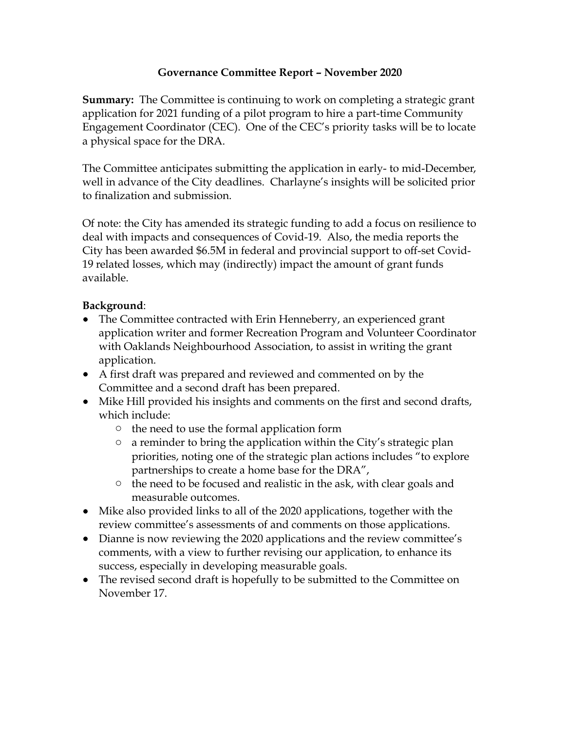# Governance Committee Report – November 2020

**Summary:** The Committee is continuing to work on completing a strategic grant application for 2021 funding of a pilot program to hire a part-time Community Engagement Coordinator (CEC). One of the CEC's priority tasks will be to locate a physical space for the DRA.

The Committee anticipates submitting the application in early- to mid-December, well in advance of the City deadlines. Charlayne's insights will be solicited prior to finalization and submission.

Of note: the City has amended its strategic funding to add a focus on resilience to deal with impacts and consequences of Covid-19. Also, the media reports the City has been awarded $6.5M in federal and provincial support to off-set Covid-19 related losses, which may (indirectly) impact the amount of grant funds available.

**Background**:

- The Committee contracted with Erin Henneberry, an experienced grant application writer and former Recreation Program and Volunteer Coordinator with Oaklands Neighbourhood Association, to assist in writing the grant application.
- A first draft was prepared and reviewed and commented on by the Committee and a second draft has been prepared.
- Mike Hill provided his insights and comments on the first and second drafts, which include:
    - the need to use the formal application form
    - a reminder to bring the application within the City's strategic plan priorities, noting one of the strategic plan actions includes "to explore partnerships to create a home base for the DRA",
    - the need to be focused and realistic in the ask, with clear goals and measurable outcomes.
- Mike also provided links to all of the 2020 applications, together with the review committee's assessments of and comments on those applications.
- Dianne is now reviewing the 2020 applications and the review committee's comments, with a view to further revising our application, to enhance its success, especially in developing measurable goals.
- The revised second draft is hopefully to be submitted to the Committee on November 17.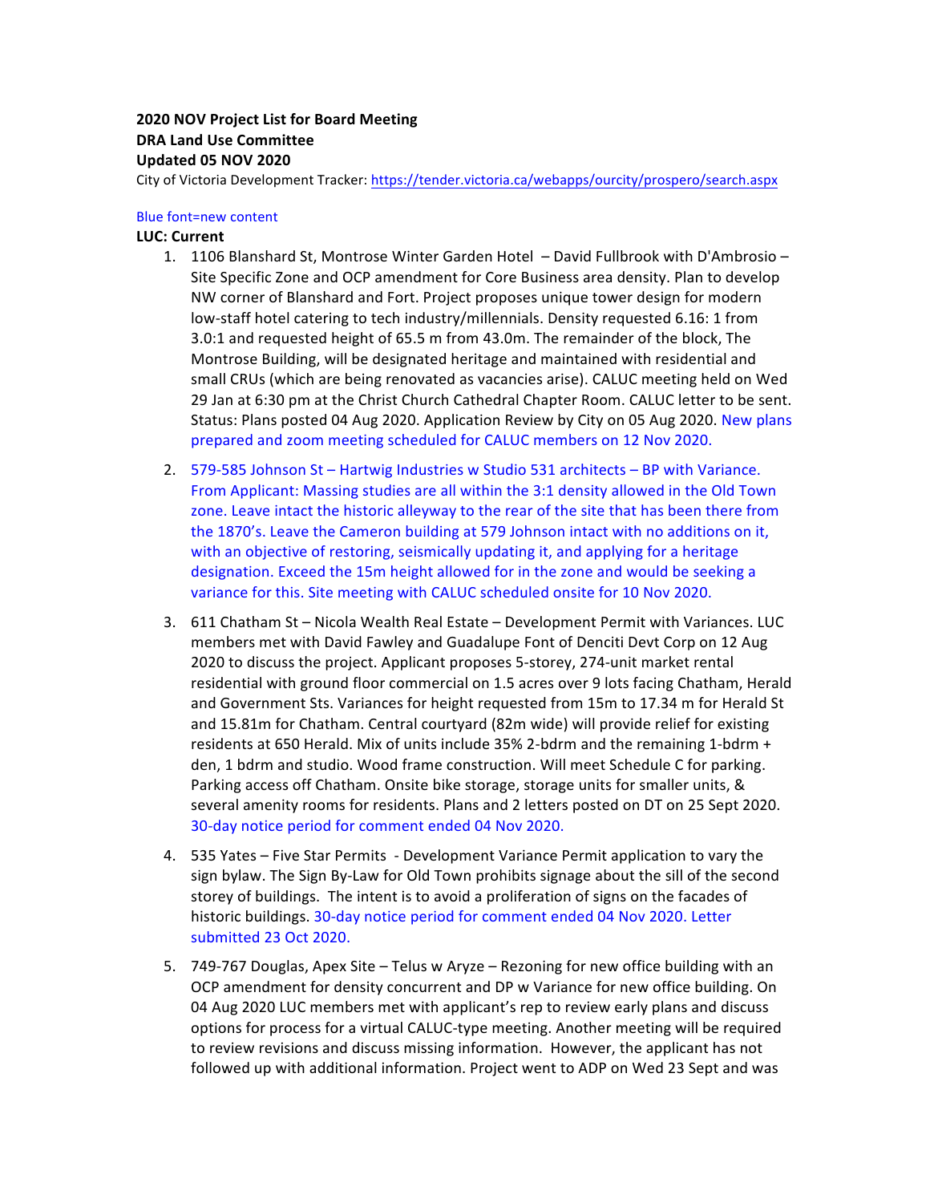**2020 NOV Project List for Board Meeting**
**DRA Land Use Committee**
**Updated 05 NOV 2020**

City of Victoria Development Tracker: https://tender.victoria.ca/webapps/ourcity/prospero/search.aspx

Blue font=new content

**LUC: Current**

1. 1106 Blanshard St, Montrose Winter Garden Hotel – David Fullbrook with D'Ambrosio – Site Specific Zone and OCP amendment for Core Business area density. Plan to develop NW corner of Blanshard and Fort. Project proposes unique tower design for modern low-staff hotel catering to tech industry/millennials. Density requested 6.16: 1 from 3.0:1 and requested height of 65.5 m from 43.0m. The remainder of the block, The Montrose Building, will be designated heritage and maintained with residential and small CRUs (which are being renovated as vacancies arise). CALUC meeting held on Wed 29 Jan at 6:30 pm at the Christ Church Cathedral Chapter Room. CALUC letter to be sent. Status: Plans posted 04 Aug 2020. Application Review by City on 05 Aug 2020. New plans prepared and zoom meeting scheduled for CALUC members on 12 Nov 2020.

2. 579-585 Johnson St – Hartwig Industries w Studio 531 architects – BP with Variance. From Applicant: Massing studies are all within the 3:1 density allowed in the Old Town zone. Leave intact the historic alleyway to the rear of the site that has been there from the 1870's. Leave the Cameron building at 579 Johnson intact with no additions on it, with an objective of restoring, seismically updating it, and applying for a heritage designation. Exceed the 15m height allowed for in the zone and would be seeking a variance for this. Site meeting with CALUC scheduled onsite for 10 Nov 2020.

3. 611 Chatham St – Nicola Wealth Real Estate – Development Permit with Variances. LUC members met with David Fawley and Guadalupe Font of Denciti Devt Corp on 12 Aug 2020 to discuss the project. Applicant proposes 5-storey, 274-unit market rental residential with ground floor commercial on 1.5 acres over 9 lots facing Chatham, Herald and Government Sts. Variances for height requested from 15m to 17.34 m for Herald St and 15.81m for Chatham. Central courtyard (82m wide) will provide relief for existing residents at 650 Herald. Mix of units include 35% 2-bdrm and the remaining 1-bdrm + den, 1 bdrm and studio. Wood frame construction. Will meet Schedule C for parking. Parking access off Chatham. Onsite bike storage, storage units for smaller units, & several amenity rooms for residents. Plans and 2 letters posted on DT on 25 Sept 2020. 30-day notice period for comment ended 04 Nov 2020.

4. 535 Yates – Five Star Permits - Development Variance Permit application to vary the sign bylaw. The Sign By-Law for Old Town prohibits signage about the sill of the second storey of buildings. The intent is to avoid a proliferation of signs on the facades of historic buildings. 30-day notice period for comment ended 04 Nov 2020. Letter submitted 23 Oct 2020.

5. 749-767 Douglas, Apex Site – Telus w Aryze – Rezoning for new office building with an OCP amendment for density concurrent and DP w Variance for new office building. On 04 Aug 2020 LUC members met with applicant's rep to review early plans and discuss options for process for a virtual CALUC-type meeting. Another meeting will be required to review revisions and discuss missing information. However, the applicant has not followed up with additional information. Project went to ADP on Wed 23 Sept and was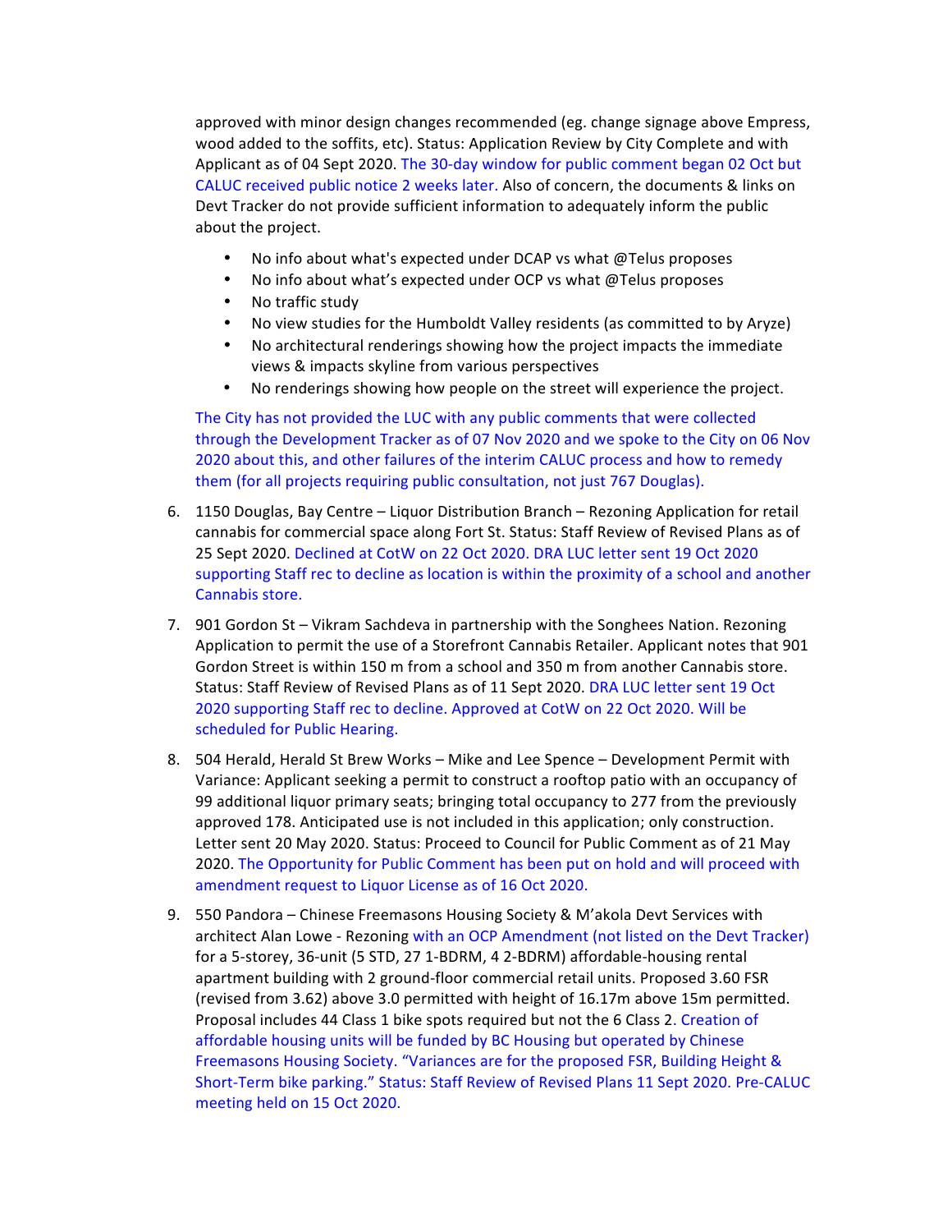approved with minor design changes recommended (eg. change signage above Empress, wood added to the soffits, etc). Status: Application Review by City Complete and with Applicant as of 04 Sept 2020. The 30-day window for public comment began 02 Oct but CALUC received public notice 2 weeks later. Also of concern, the documents & links on Devt Tracker do not provide sufficient information to adequately inform the public about the project.

- No info about what's expected under DCAP vs what @Telus proposes
- No info about what's expected under OCP vs what @Telus proposes
- No traffic study
- No view studies for the Humboldt Valley residents (as committed to by Aryze)
- No architectural renderings showing how the project impacts the immediate views & impacts skyline from various perspectives
- No renderings showing how people on the street will experience the project.

The City has not provided the LUC with any public comments that were collected through the Development Tracker as of 07 Nov 2020 and we spoke to the City on 06 Nov 2020 about this, and other failures of the interim CALUC process and how to remedy them (for all projects requiring public consultation, not just 767 Douglas).

6. 1150 Douglas, Bay Centre – Liquor Distribution Branch – Rezoning Application for retail cannabis for commercial space along Fort St. Status: Staff Review of Revised Plans as of 25 Sept 2020. Declined at CotW on 22 Oct 2020. DRA LUC letter sent 19 Oct 2020 supporting Staff rec to decline as location is within the proximity of a school and another Cannabis store.

7. 901 Gordon St – Vikram Sachdeva in partnership with the Songhees Nation. Rezoning Application to permit the use of a Storefront Cannabis Retailer. Applicant notes that 901 Gordon Street is within 150 m from a school and 350 m from another Cannabis store. Status: Staff Review of Revised Plans as of 11 Sept 2020. DRA LUC letter sent 19 Oct 2020 supporting Staff rec to decline. Approved at CotW on 22 Oct 2020. Will be scheduled for Public Hearing.

8. 504 Herald, Herald St Brew Works – Mike and Lee Spence – Development Permit with Variance: Applicant seeking a permit to construct a rooftop patio with an occupancy of 99 additional liquor primary seats; bringing total occupancy to 277 from the previously approved 178. Anticipated use is not included in this application; only construction. Letter sent 20 May 2020. Status: Proceed to Council for Public Comment as of 21 May 2020. The Opportunity for Public Comment has been put on hold and will proceed with amendment request to Liquor License as of 16 Oct 2020.

9. 550 Pandora – Chinese Freemasons Housing Society & M'akola Devt Services with architect Alan Lowe - Rezoning with an OCP Amendment (not listed on the Devt Tracker) for a 5-storey, 36-unit (5 STD, 27 1-BDRM, 4 2-BDRM) affordable-housing rental apartment building with 2 ground-floor commercial retail units. Proposed 3.60 FSR (revised from 3.62) above 3.0 permitted with height of 16.17m above 15m permitted. Proposal includes 44 Class 1 bike spots required but not the 6 Class 2. Creation of affordable housing units will be funded by BC Housing but operated by Chinese Freemasons Housing Society. "Variances are for the proposed FSR, Building Height & Short-Term bike parking." Status: Staff Review of Revised Plans 11 Sept 2020. Pre-CALUC meeting held on 15 Oct 2020.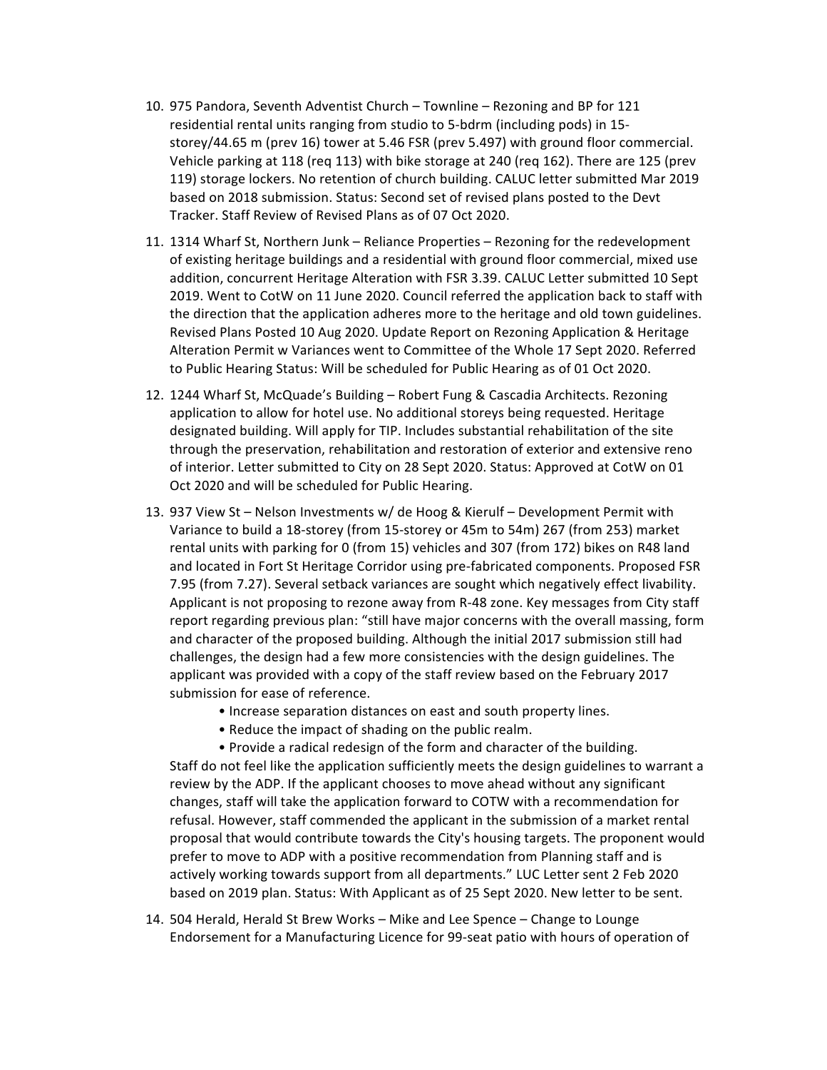10. 975 Pandora, Seventh Adventist Church – Townline – Rezoning and BP for 121 residential rental units ranging from studio to 5-bdrm (including pods) in 15-storey/44.65 m (prev 16) tower at 5.46 FSR (prev 5.497) with ground floor commercial. Vehicle parking at 118 (req 113) with bike storage at 240 (req 162). There are 125 (prev 119) storage lockers. No retention of church building. CALUC letter submitted Mar 2019 based on 2018 submission. Status: Second set of revised plans posted to the Devt Tracker. Staff Review of Revised Plans as of 07 Oct 2020.

11. 1314 Wharf St, Northern Junk – Reliance Properties – Rezoning for the redevelopment of existing heritage buildings and a residential with ground floor commercial, mixed use addition, concurrent Heritage Alteration with FSR 3.39. CALUC Letter submitted 10 Sept 2019. Went to CotW on 11 June 2020. Council referred the application back to staff with the direction that the application adheres more to the heritage and old town guidelines. Revised Plans Posted 10 Aug 2020. Update Report on Rezoning Application & Heritage Alteration Permit w Variances went to Committee of the Whole 17 Sept 2020. Referred to Public Hearing Status: Will be scheduled for Public Hearing as of 01 Oct 2020.

12. 1244 Wharf St, McQuade's Building – Robert Fung & Cascadia Architects. Rezoning application to allow for hotel use. No additional storeys being requested. Heritage designated building. Will apply for TIP. Includes substantial rehabilitation of the site through the preservation, rehabilitation and restoration of exterior and extensive reno of interior. Letter submitted to City on 28 Sept 2020. Status: Approved at CotW on 01 Oct 2020 and will be scheduled for Public Hearing.

13. 937 View St – Nelson Investments w/ de Hoog & Kierulf – Development Permit with Variance to build a 18-storey (from 15-storey or 45m to 54m) 267 (from 253) market rental units with parking for 0 (from 15) vehicles and 307 (from 172) bikes on R48 land and located in Fort St Heritage Corridor using pre-fabricated components. Proposed FSR 7.95 (from 7.27). Several setback variances are sought which negatively effect livability. Applicant is not proposing to rezone away from R-48 zone. Key messages from City staff report regarding previous plan: "still have major concerns with the overall massing, form and character of the proposed building. Although the initial 2017 submission still had challenges, the design had a few more consistencies with the design guidelines. The applicant was provided with a copy of the staff review based on the February 2017 submission for ease of reference.
    - Increase separation distances on east and south property lines.
    - Reduce the impact of shading on the public realm.
    - Provide a radical redesign of the form and character of the building.

    Staff do not feel like the application sufficiently meets the design guidelines to warrant a review by the ADP. If the applicant chooses to move ahead without any significant changes, staff will take the application forward to COTW with a recommendation for refusal. However, staff commended the applicant in the submission of a market rental proposal that would contribute towards the City's housing targets. The proponent would prefer to move to ADP with a positive recommendation from Planning staff and is actively working towards support from all departments." LUC Letter sent 2 Feb 2020 based on 2019 plan. Status: With Applicant as of 25 Sept 2020. New letter to be sent.

14. 504 Herald, Herald St Brew Works – Mike and Lee Spence – Change to Lounge Endorsement for a Manufacturing Licence for 99-seat patio with hours of operation of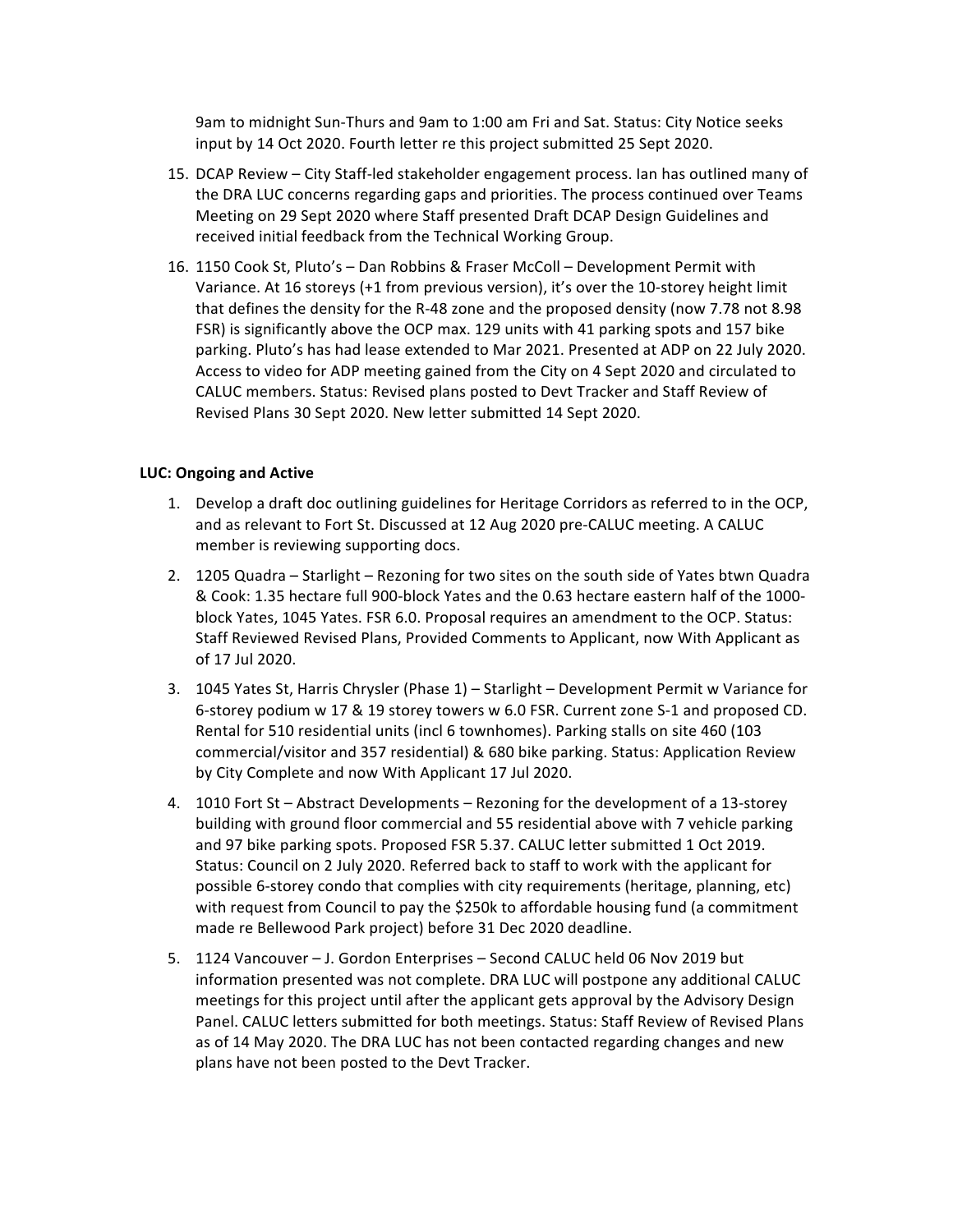9am to midnight Sun-Thurs and 9am to 1:00 am Fri and Sat. Status: City Notice seeks input by 14 Oct 2020. Fourth letter re this project submitted 25 Sept 2020.

15. DCAP Review – City Staff-led stakeholder engagement process. Ian has outlined many of the DRA LUC concerns regarding gaps and priorities. The process continued over Teams Meeting on 29 Sept 2020 where Staff presented Draft DCAP Design Guidelines and received initial feedback from the Technical Working Group.
16. 1150 Cook St, Pluto's – Dan Robbins & Fraser McColl – Development Permit with Variance. At 16 storeys (+1 from previous version), it's over the 10-storey height limit that defines the density for the R-48 zone and the proposed density (now 7.78 not 8.98 FSR) is significantly above the OCP max. 129 units with 41 parking spots and 157 bike parking. Pluto's has had lease extended to Mar 2021. Presented at ADP on 22 July 2020. Access to video for ADP meeting gained from the City on 4 Sept 2020 and circulated to CALUC members. Status: Revised plans posted to Devt Tracker and Staff Review of Revised Plans 30 Sept 2020. New letter submitted 14 Sept 2020.

**LUC: Ongoing and Active**

1. Develop a draft doc outlining guidelines for Heritage Corridors as referred to in the OCP, and as relevant to Fort St. Discussed at 12 Aug 2020 pre-CALUC meeting. A CALUC member is reviewing supporting docs.
2. 1205 Quadra – Starlight – Rezoning for two sites on the south side of Yates btwn Quadra & Cook: 1.35 hectare full 900-block Yates and the 0.63 hectare eastern half of the 1000-block Yates, 1045 Yates. FSR 6.0. Proposal requires an amendment to the OCP. Status: Staff Reviewed Revised Plans, Provided Comments to Applicant, now With Applicant as of 17 Jul 2020.
3. 1045 Yates St, Harris Chrysler (Phase 1) – Starlight – Development Permit w Variance for 6-storey podium w 17 & 19 storey towers w 6.0 FSR. Current zone S-1 and proposed CD. Rental for 510 residential units (incl 6 townhomes). Parking stalls on site 460 (103 commercial/visitor and 357 residential) & 680 bike parking. Status: Application Review by City Complete and now With Applicant 17 Jul 2020.
4. 1010 Fort St – Abstract Developments – Rezoning for the development of a 13-storey building with ground floor commercial and 55 residential above with 7 vehicle parking and 97 bike parking spots. Proposed FSR 5.37. CALUC letter submitted 1 Oct 2019. Status: Council on 2 July 2020. Referred back to staff to work with the applicant for possible 6-storey condo that complies with city requirements (heritage, planning, etc) with request from Council to pay the $250k to affordable housing fund (a commitment made re Bellewood Park project) before 31 Dec 2020 deadline.
5. 1124 Vancouver – J. Gordon Enterprises – Second CALUC held 06 Nov 2019 but information presented was not complete. DRA LUC will postpone any additional CALUC meetings for this project until after the applicant gets approval by the Advisory Design Panel. CALUC letters submitted for both meetings. Status: Staff Review of Revised Plans as of 14 May 2020. The DRA LUC has not been contacted regarding changes and new plans have not been posted to the Devt Tracker.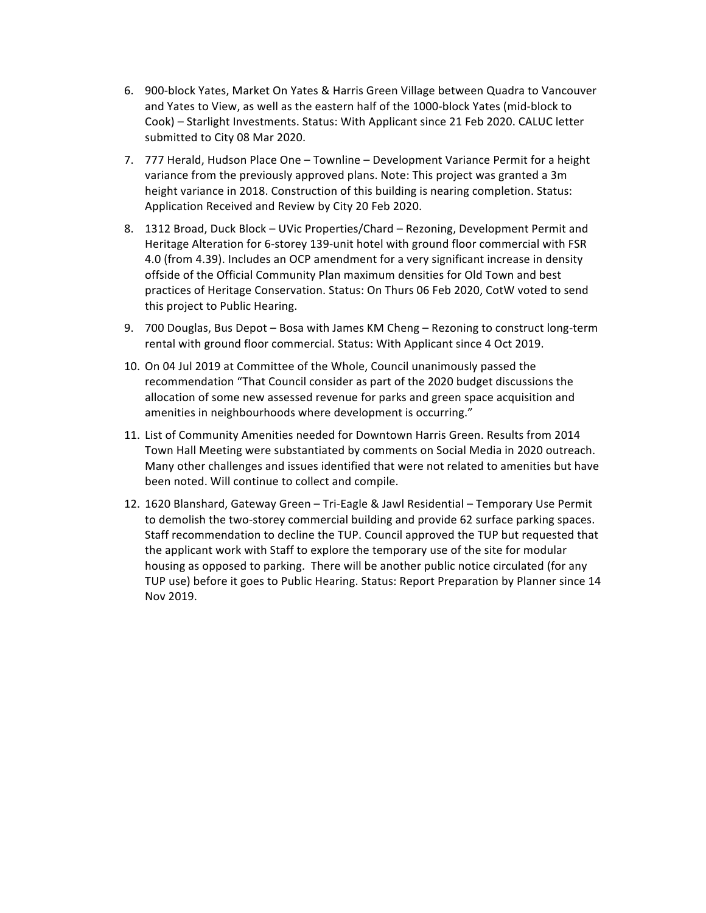6. 900-block Yates, Market On Yates & Harris Green Village between Quadra to Vancouver and Yates to View, as well as the eastern half of the 1000-block Yates (mid-block to Cook) – Starlight Investments. Status: With Applicant since 21 Feb 2020. CALUC letter submitted to City 08 Mar 2020.
7. 777 Herald, Hudson Place One – Townline – Development Variance Permit for a height variance from the previously approved plans. Note: This project was granted a 3m height variance in 2018. Construction of this building is nearing completion. Status: Application Received and Review by City 20 Feb 2020.
8. 1312 Broad, Duck Block – UVic Properties/Chard – Rezoning, Development Permit and Heritage Alteration for 6-storey 139-unit hotel with ground floor commercial with FSR 4.0 (from 4.39). Includes an OCP amendment for a very significant increase in density offside of the Official Community Plan maximum densities for Old Town and best practices of Heritage Conservation. Status: On Thurs 06 Feb 2020, CotW voted to send this project to Public Hearing.
9. 700 Douglas, Bus Depot – Bosa with James KM Cheng – Rezoning to construct long-term rental with ground floor commercial. Status: With Applicant since 4 Oct 2019.
10. On 04 Jul 2019 at Committee of the Whole, Council unanimously passed the recommendation "That Council consider as part of the 2020 budget discussions the allocation of some new assessed revenue for parks and green space acquisition and amenities in neighbourhoods where development is occurring."
11. List of Community Amenities needed for Downtown Harris Green. Results from 2014 Town Hall Meeting were substantiated by comments on Social Media in 2020 outreach. Many other challenges and issues identified that were not related to amenities but have been noted. Will continue to collect and compile.
12. 1620 Blanshard, Gateway Green – Tri-Eagle & Jawl Residential – Temporary Use Permit to demolish the two-storey commercial building and provide 62 surface parking spaces. Staff recommendation to decline the TUP. Council approved the TUP but requested that the applicant work with Staff to explore the temporary use of the site for modular housing as opposed to parking. There will be another public notice circulated (for any TUP use) before it goes to Public Hearing. Status: Report Preparation by Planner since 14 Nov 2019.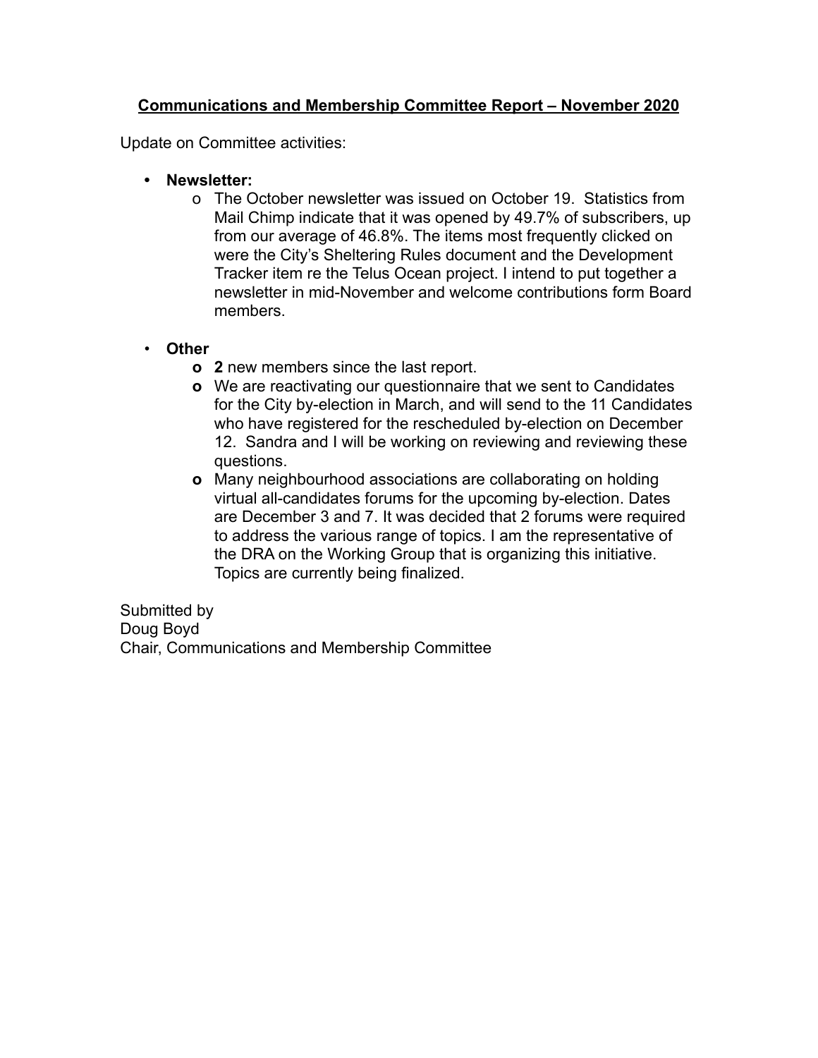**Communications and Membership Committee Report – November 2020**

Update on Committee activities:

- **Newsletter:**
  - The October newsletter was issued on October 19. Statistics from Mail Chimp indicate that it was opened by 49.7% of subscribers, up from our average of 46.8%. The items most frequently clicked on were the City's Sheltering Rules document and the Development Tracker item re the Telus Ocean project. I intend to put together a newsletter in mid-November and welcome contributions form Board members.

- **Other**
  - **2** new members since the last report.
  - We are reactivating our questionnaire that we sent to Candidates for the City by-election in March, and will send to the 11 Candidates who have registered for the rescheduled by-election on December 12. Sandra and I will be working on reviewing and reviewing these questions.
  - Many neighbourhood associations are collaborating on holding virtual all-candidates forums for the upcoming by-election. Dates are December 3 and 7. It was decided that 2 forums were required to address the various range of topics. I am the representative of the DRA on the Working Group that is organizing this initiative. Topics are currently being finalized.

Submitted by
Doug Boyd
Chair, Communications and Membership Committee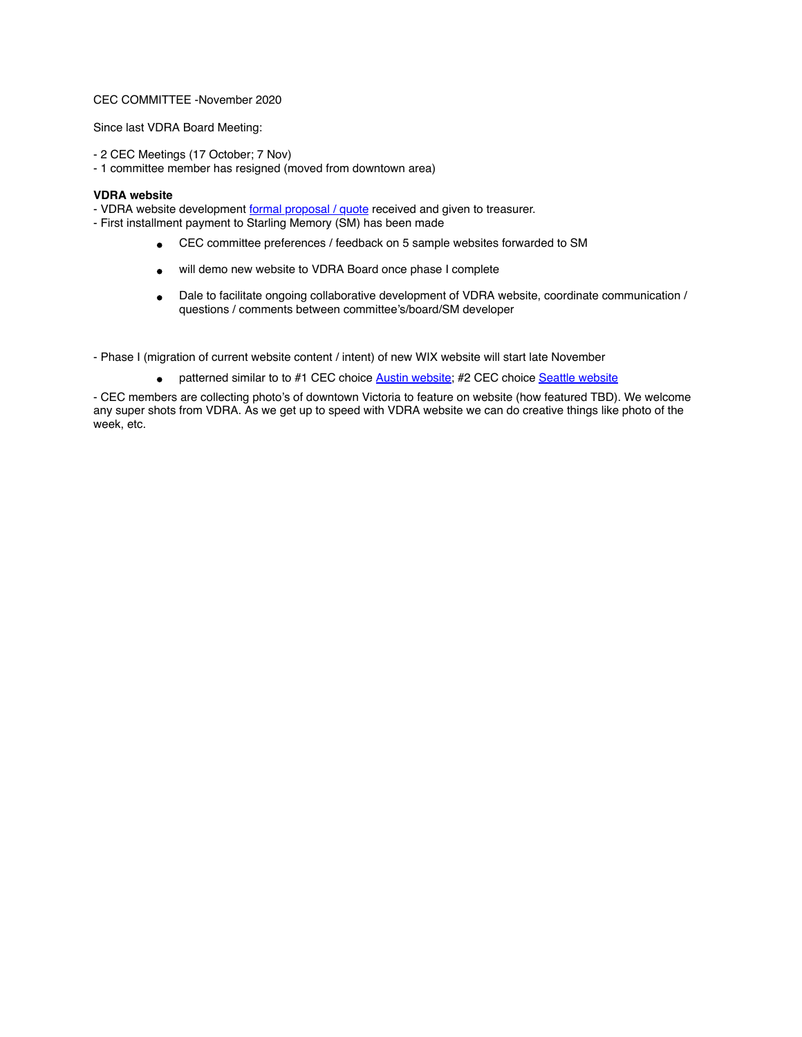CEC COMMITTEE -November 2020

Since last VDRA Board Meeting:

- 2 CEC Meetings (17 October; 7 Nov)
- 1 committee member has resigned (moved from downtown area)

**VDRA website**

- VDRA website development formal proposal / quote received and given to treasurer.
- First installment payment to Starling Memory (SM) has been made
    - CEC committee preferences / feedback on 5 sample websites forwarded to SM
    - will demo new website to VDRA Board once phase I complete
    - Dale to facilitate ongoing collaborative development of VDRA website, coordinate communication / questions / comments between committee's/board/SM developer

- Phase I (migration of current website content / intent) of new WIX website will start late November
    - patterned similar to to #1 CEC choice Austin website; #2 CEC choice Seattle website
- CEC members are collecting photo's of downtown Victoria to feature on website (how featured TBD). We welcome any super shots from VDRA. As we get up to speed with VDRA website we can do creative things like photo of the week, etc.